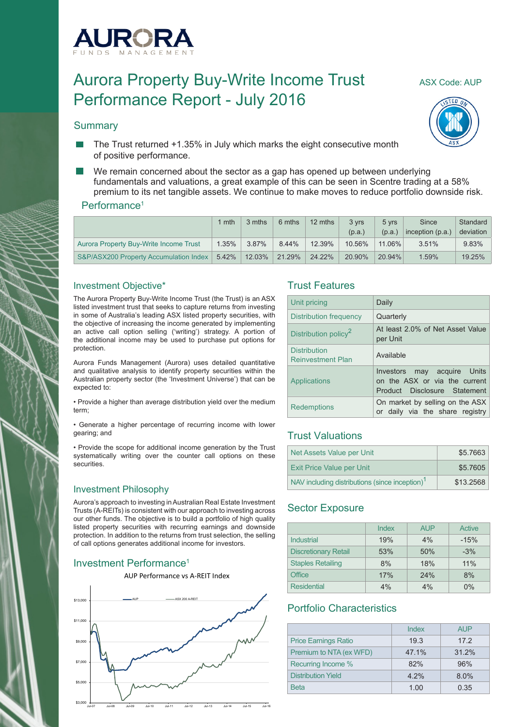# Aurora Property Buy-Write Income Trust Performance Report - July 2016

ASX Code: AUP

## Summary

- The Trust returned +1.35% in July which marks the eight consecutive month of positive performance.
- We remain concerned about the sector as a gap has opened up between underlying fundamentals and valuations, a great example of this can be seen in Scentre trading at a 58% premium to its net tangible assets. We continue to make moves to reduce portfolio downside risk.

## Performance[1]

| | 1 mth | 3 mths | 6 mths | 12 mths | 3 yrs (p.a.) | 5 yrs (p.a.) | Since inception (p.a.) | Standard deviation |
|---|---|---|---|---|---|---|---|---|
| Aurora Property Buy-Write Income Trust | 1.35% | 3.87% | 8.44% | 12.39% | 10.56% | 11.06% | 3.51% | 9.83% |
| S&P/ASX200 Property Accumulation Index | 5.42% | 12.03% | 21.29% | 24.22% | 20.90% | 20.94% | 1.59% | 19.25% |

## Investment Objective*

The Aurora Property Buy-Write Income Trust (the Trust) is an ASX listed investment trust that seeks to capture returns from investing in some of Australia's leading ASX listed property securities, with the objective of increasing the income generated by implementing an active call option selling ('writing') strategy. A portion of the additional income may be used to purchase put options for protection.

Aurora Funds Management (Aurora) uses detailed quantitative and qualitative analysis to identify property securities within the Australian property sector (the 'Investment Universe') that can be expected to:

- Provide a higher than average distribution yield over the medium term;
- Generate a higher percentage of recurring income with lower gearing; and
- Provide the scope for additional income generation by the Trust systematically writing over the counter call options on these securities.

## Investment Philosophy

Aurora's approach to investing in Australian Real Estate Investment Trusts (A-REITs) is consistent with our approach to investing across our other funds. The objective is to build a portfolio of high quality listed property securities with recurring earnings and downside protection. In addition to the returns from trust selection, the selling of call options generates additional income for investors.

## Investment Performance[1]

AUP Performance vs A-REIT Index

## Trust Features

| | |
|---|---|
| Unit pricing | Daily |
| Distribution frequency | Quarterly |
| Distribution policy[2] | At least 2.0% of Net Asset Value per Unit |
| Distribution Reinvestment Plan | Available |
| Applications | Investors may acquire Units on the ASX or via the current Product Disclosure Statement |
| Redemptions | On market by selling on the ASX or daily via the share registry |

## Trust Valuations

| | |
|---|---|
| Net Assets Value per Unit | $5.7663 |
| Exit Price Value per Unit | $5.7605 |
| NAV including distributions (since inception)[1] | $13.2568 |

## Sector Exposure

| | Index | AUP | Active |
|---|---|---|---|
| Industrial | 19% | 4% | -15% |
| Discretionary Retail | 53% | 50% | -3% |
| Staples Retailing | 8% | 18% | 11% |
| Office | 17% | 24% | 8% |
| Residential | 4% | 4% | 0% |

## Portfolio Characteristics

| | Index | AUP |
|---|---|---|
| Price Earnings Ratio | 19.3 | 17.2 |
| Premium to NTA (ex WFD) | 47.1% | 31.2% |
| Recurring Income % | 82% | 96% |
| Distribution Yield | 4.2% | 8.0% |
| Beta | 1.00 | 0.35 |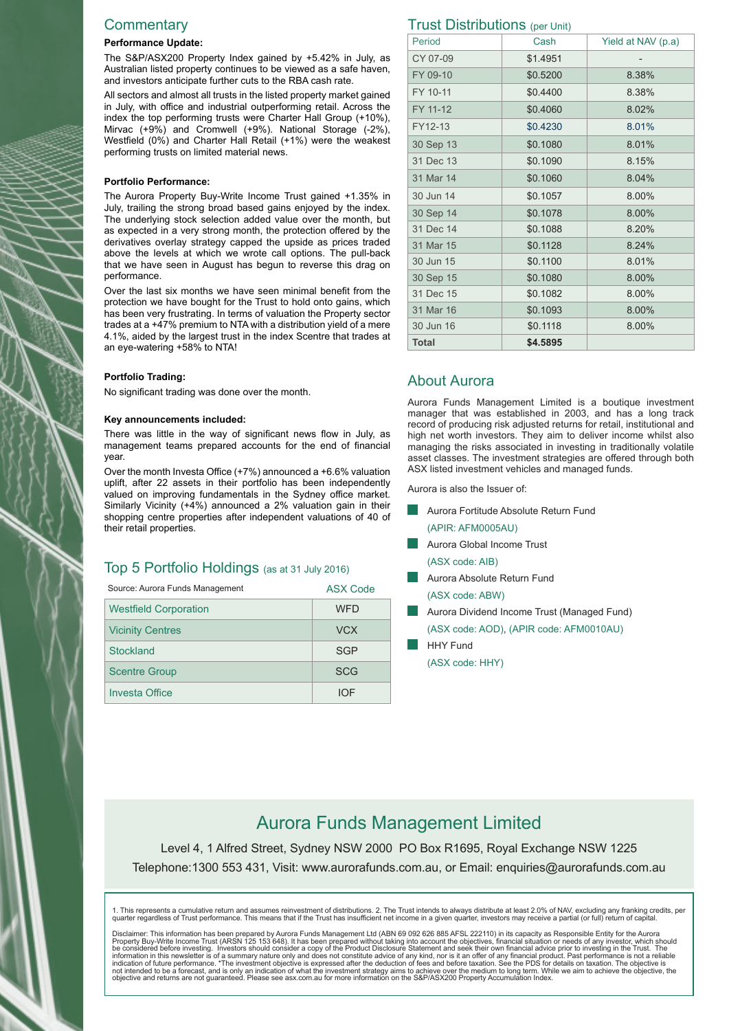## Commentary

**Performance Update:**

The S&P/ASX200 Property Index gained by +5.42% in July, as Australian listed property continues to be viewed as a safe haven, and investors anticipate further cuts to the RBA cash rate.

All sectors and almost all trusts in the listed property market gained in July, with office and industrial outperforming retail. Across the index the top performing trusts were Charter Hall Group (+10%), Mirvac (+9%) and Cromwell (+9%). National Storage (-2%), Westfield (0%) and Charter Hall Retail (+1%) were the weakest performing trusts on limited material news.

**Portfolio Performance:**

The Aurora Property Buy-Write Income Trust gained +1.35% in July, trailing the strong broad based gains enjoyed by the index. The underlying stock selection added value over the month, but as expected in a very strong month, the protection offered by the derivatives overlay strategy capped the upside as prices traded above the levels at which we wrote call options. The pull-back that we have seen in August has begun to reverse this drag on performance.

Over the last six months we have seen minimal benefit from the protection we have bought for the Trust to hold onto gains, which has been very frustrating. In terms of valuation the Property sector trades at a +47% premium to NTA with a distribution yield of a mere 4.1%, aided by the largest trust in the index Scentre that trades at an eye-watering +58% to NTA!

**Portfolio Trading:**

No significant trading was done over the month.

**Key announcements included:**

There was little in the way of significant news flow in July, as management teams prepared accounts for the end of financial year.

Over the month Investa Office (+7%) announced a +6.6% valuation uplift, after 22 assets in their portfolio has been independently valued on improving fundamentals in the Sydney office market. Similarly Vicinity (+4%) announced a 2% valuation gain in their shopping centre properties after independent valuations of 40 of their retail properties.

## Top 5 Portfolio Holdings (as at 31 July 2016)

| Source: Aurora Funds Management | ASX Code |
|---|---|
| Westfield Corporation | WFD |
| Vicinity Centres | VCX |
| Stockland | SGP |
| Scentre Group | SCG |
| Investa Office | IOF |

## Trust Distributions (per Unit)

| Period | Cash | Yield at NAV (p.a) |
|---|---|---|
| CY 07-09 | $1.4951 | - |
| FY 09-10 | $0.5200 | 8.38% |
| FY 10-11 | $0.4400 | 8.38% |
| FY 11-12 | $0.4060 | 8.02% |
| FY12-13 | $0.4230 | 8.01% |
| 30 Sep 13 | $0.1080 | 8.01% |
| 31 Dec 13 | $0.1090 | 8.15% |
| 31 Mar 14 | $0.1060 | 8.04% |
| 30 Jun 14 | $0.1057 | 8.00% |
| 30 Sep 14 | $0.1078 | 8.00% |
| 31 Dec 14 | $0.1088 | 8.20% |
| 31 Mar 15 | $0.1128 | 8.24% |
| 30 Jun 15 | $0.1100 | 8.01% |
| 30 Sep 15 | $0.1080 | 8.00% |
| 31 Dec 15 | $0.1082 | 8.00% |
| 31 Mar 16 | $0.1093 | 8.00% |
| 30 Jun 16 | $0.1118 | 8.00% |
| **Total** | **$4.5895** | |

## About Aurora

Aurora Funds Management Limited is a boutique investment manager that was established in 2003, and has a long track record of producing risk adjusted returns for retail, institutional and high net worth investors. They aim to deliver income whilst also managing the risks associated in investing in traditionally volatile asset classes. The investment strategies are offered through both ASX listed investment vehicles and managed funds.

Aurora is also the Issuer of:

- Aurora Fortitude Absolute Return Fund
  (APIR: AFM0005AU)
- Aurora Global Income Trust
  (ASX code: AIB)
- Aurora Absolute Return Fund
  (ASX code: ABW)
- Aurora Dividend Income Trust (Managed Fund)
  (ASX code: AOD), (APIR code: AFM0010AU)
- HHY Fund
  (ASX code: HHY)

## Aurora Funds Management Limited

Level 4, 1 Alfred Street, Sydney NSW 2000 PO Box R1695, Royal Exchange NSW 1225

Telephone:1300 553 431, Visit: www.aurorafunds.com.au, or Email: enquiries@aurorafunds.com.au

1. This represents a cumulative return and assumes reinvestment of distributions. 2. The Trust intends to always distribute at least 2.0% of NAV, excluding any franking credits, per quarter regardless of Trust performance. This means that if the Trust has insufficient net income in a given quarter, investors may receive a partial (or full) return of capital.

Disclaimer: This information has been prepared by Aurora Funds Management Ltd (ABN 69 092 626 885 AFSL 222110) in its capacity as Responsible Entity for the Aurora Property Buy-Write Income Trust (ARSN 125 153 648). It has been prepared without taking into account the objectives, financial situation or needs of any investor, which should be considered before investing. Investors should consider a copy of the Product Disclosure Statement and seek their own financial advice prior to investing in the Trust. The information in this newsletter is of a summary nature only and does not constitute advice of any kind, nor is it an offer of any financial product. Past performance is not a reliable indication of future performance. *The investment objective is expressed after the deduction of fees and before taxation. See the PDS for details on taxation. The objective is not intended to be a forecast, and is only an indication of what the investment strategy aims to achieve over the medium to long term. While we aim to achieve the objective, the objective and returns are not guaranteed. Please see asx.com.au for more information on the S&P/ASX200 Property Accumulation Index.